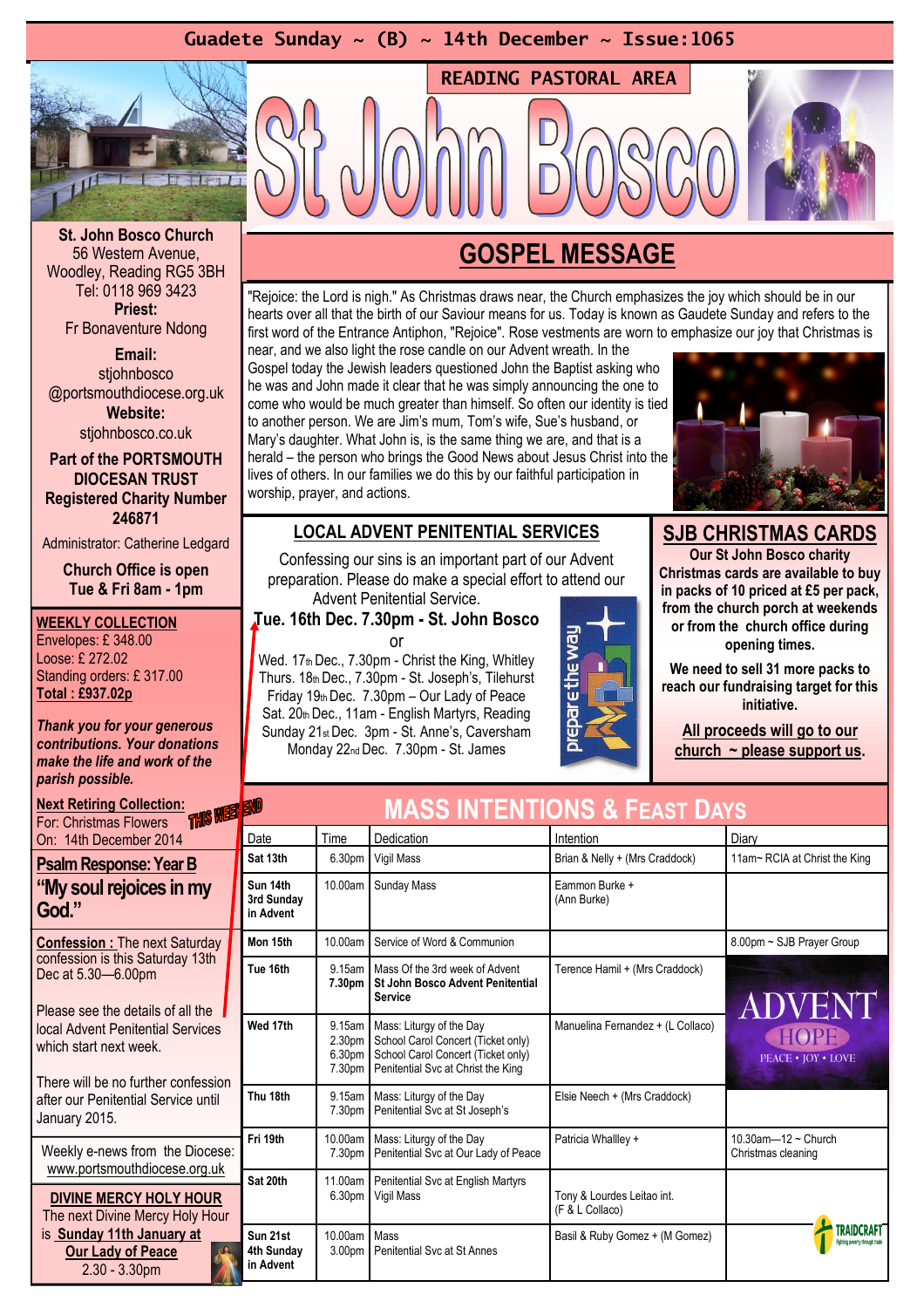Guadete Sunday ~ (B) ~ 14th December ~ Issue:1065

READING PASTORAL AREA

# St John Bosco

**St. John Bosco Church**
56 Western Avenue,
Woodley, Reading RG5 3BH
Tel: 0118 969 3423

**Priest:**
Fr Bonaventure Ndong

**Email:**
stjohnbosco
@portsmouthdiocese.org.uk

**Website:**
stjohnbosco.co.uk

**Part of the PORTSMOUTH DIOCESAN TRUST Registered Charity Number 246871**

Administrator: Catherine Ledgard

**Church Office is open Tue & Fri 8am - 1pm**

**WEEKLY COLLECTION**
Envelopes: £ 348.00
Loose: £ 272.02
Standing orders: £ 317.00
**Total : £937.02p**

***Thank you for your generous contributions. Your donations make the life and work of the parish possible.***

**Next Retiring Collection:** THIS WEEKEND
For: Christmas Flowers
On: 14th December 2014

**Psalm Response: Year B**
**"My soul rejoices in my God."**

**Confession :** The next Saturday confession is this Saturday 13th Dec at 5.30—6.00pm

Please see the details of all the local Advent Penitential Services which start next week.

There will be no further confession after our Penitential Service until January 2015.

Weekly e-news from the Diocese: www.portsmouthdiocese.org.uk

**DIVINE MERCY HOLY HOUR**
The next Divine Mercy Holy Hour is **Sunday 11th January at Our Lady of Peace**
2.30 - 3.30pm

## GOSPEL MESSAGE

"Rejoice: the Lord is nigh." As Christmas draws near, the Church emphasizes the joy which should be in our hearts over all that the birth of our Saviour means for us. Today is known as Gaudete Sunday and refers to the first word of the Entrance Antiphon, "Rejoice". Rose vestments are worn to emphasize our joy that Christmas is near, and we also light the rose candle on our Advent wreath. In the Gospel today the Jewish leaders questioned John the Baptist asking who he was and John made it clear that he was simply announcing the one to come who would be much greater than himself. So often our identity is tied to another person. We are Jim's man, Tom's wife, Sue's husband, or Mary's daughter. What John is, is the same thing we are, and that is a herald – the person who brings the Good News about Jesus Christ into the lives of others. In our families we do this by our faithful participation in worship, prayer, and actions.

## LOCAL ADVENT PENITENTIAL SERVICES

Confessing our sins is an important part of our Advent preparation. Please do make a special effort to attend our Advent Penitential Service.

**Tue. 16th Dec. 7.30pm - St. John Bosco**

or

Wed. 17th Dec., 7.30pm - Christ the King, Whitley
Thurs. 18th Dec., 7.30pm - St. Joseph's, Tilehurst
Friday 19th Dec. 7.30pm – Our Lady of Peace
Sat. 20th Dec., 11am - English Martyrs, Reading
Sunday 21st Dec. 3pm - St. Anne's, Caversham
Monday 22nd Dec. 7.30pm - St. James

prepare the way

## SJB CHRISTMAS CARDS

**Our St John Bosco charity Christmas cards are available to buy in packs of 10 priced at £5 per pack, from the church porch at weekends or from the church office during opening times.**

**We need to sell 31 more packs to reach our fundraising target for this initiative.**

**All proceeds will go to our church ~ please support us.**

## MASS INTENTIONS & FEAST DAYS

| Date | Time | Dedication | Intention | Diary |
|---|---|---|---|---|
| **Sat 13th** | 6.30pm | Vigil Mass | Brian & Nelly + (Mrs Craddock) | 11am~ RCIA at Christ the King |
| **Sun 14th 3rd Sunday in Advent** | 10.00am | Sunday Mass | Eammon Burke + (Ann Burke) | |
| **Mon 15th** | 10.00am | Service of Word & Communion | | 8.00pm ~ SJB Prayer Group |
| **Tue 16th** | 9.15am **7.30pm** | Mass Of the 3rd week of Advent **St John Bosco Advent Penitential Service** | Terence Hamil + (Mrs Craddock) | ADVENT HOPE PEACE • JOY • LOVE |
| **Wed 17th** | 9.15am 2.30pm 6.30pm 7.30pm | Mass: Liturgy of the Day School Carol Concert (Ticket only) School Carol Concert (Ticket only) Penitential Svc at Christ the King | Manuelina Fernandez + (L Collaco) | |
| **Thu 18th** | 9.15am 7.30pm | Mass: Liturgy of the Day Penitential Svc at St Joseph's | Elsie Neech + (Mrs Craddock) | |
| **Fri 19th** | 10.00am 7.30pm | Mass: Liturgy of the Day Penitential Svc at Our Lady of Peace | Patricia Whallley + | 10.30am—12 ~ Church Christmas cleaning |
| **Sat 20th** | 11.00am 6.30pm | Penitential Svc at English Martyrs Vigil Mass | Tony & Lourdes Leitao int. (F & L Collaco) | |
| **Sun 21st 4th Sunday in Advent** | 10.00am 3.00pm | Mass Penitential Svc at St Annes | Basil & Ruby Gomez + (M Gomez) | TRAIDCRAFT |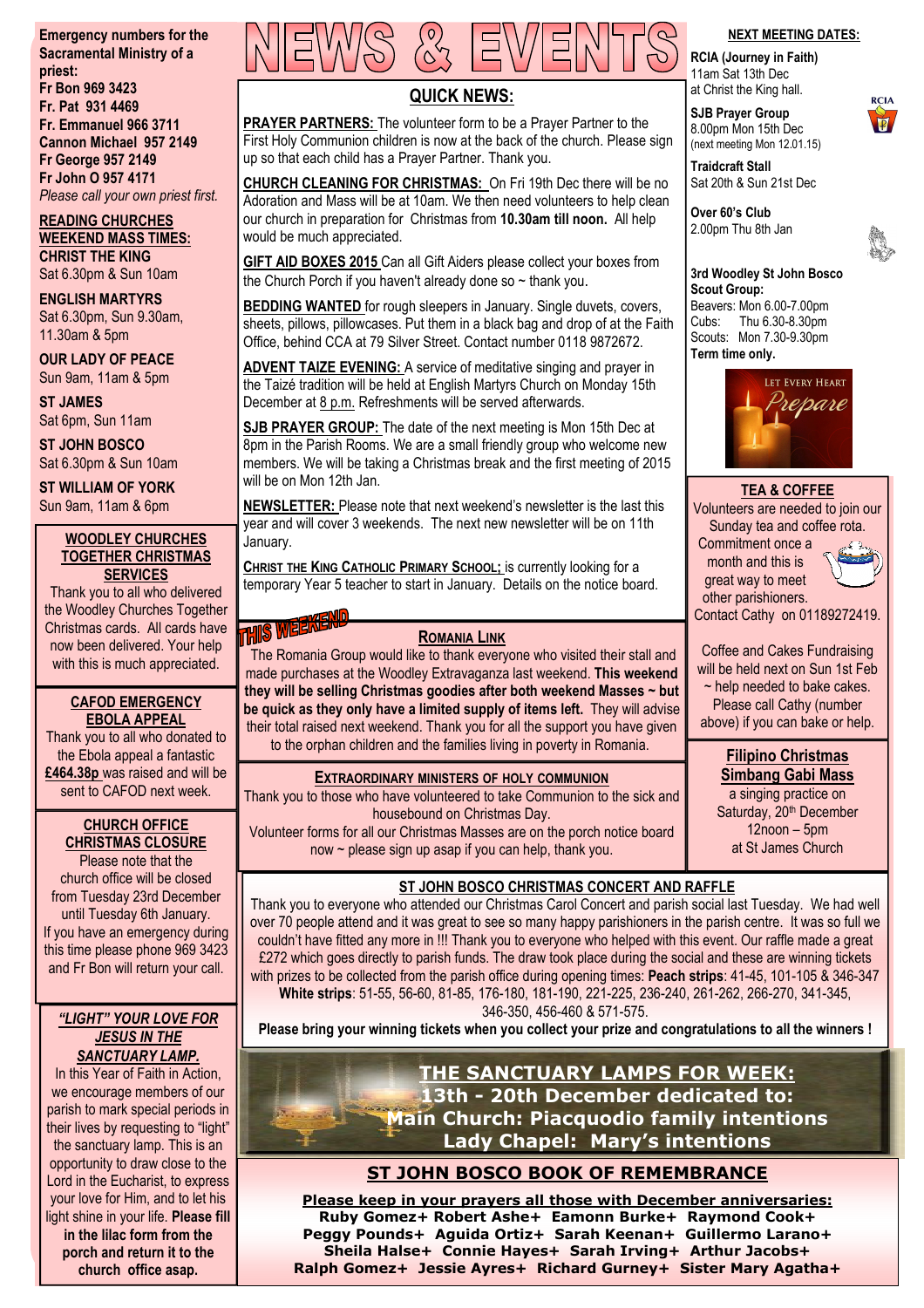**Emergency numbers for the Sacramental Ministry of a priest:**
**Fr Bon 969 3423**
**Fr. Pat 931 4469**
**Fr. Emmanuel 966 3711**
**Cannon Michael 957 2149**
**Fr George 957 2149**
**Fr John O 957 4171**
*Please call your own priest first.*

**READING CHURCHES WEEKEND MASS TIMES:**

**CHRIST THE KING**
Sat 6.30pm & Sun 10am

**ENGLISH MARTYRS**
Sat 6.30pm, Sun 9.30am, 11.30am & 5pm

**OUR LADY OF PEACE**
Sun 9am, 11am & 5pm

**ST JAMES**
Sat 6pm, Sun 11am

**ST JOHN BOSCO**
Sat 6.30pm & Sun 10am

**ST WILLIAM OF YORK**
Sun 9am, 11am & 6pm

**WOODLEY CHURCHES TOGETHER CHRISTMAS SERVICES**

Thank you to all who delivered the Woodley Churches Together Christmas cards. All cards have now been delivered. Your help with this is much appreciated.

**CAFOD EMERGENCY EBOLA APPEAL**

Thank you to all who donated to the Ebola appeal a fantastic **£464.38p** was raised and will be sent to CAFOD next week.

**CHURCH OFFICE CHRISTMAS CLOSURE**

Please note that the church office will be closed from Tuesday 23rd December until Tuesday 6th January. If you have an emergency during this time please phone 969 3423 and Fr Bon will return your call.

***"LIGHT" YOUR LOVE FOR JESUS IN THE SANCTUARY LAMP.***

In this Year of Faith in Action, we encourage members of our parish to mark special periods in their lives by requesting to "light" the sanctuary lamp. This is an opportunity to draw close to the Lord in the Eucharist, to express your love for Him, and to let his light shine in your life. **Please fill in the lilac form from the porch and return it to the church office asap.**

# NEWS & EVENTS

## QUICK NEWS:

**PRAYER PARTNERS:** The volunteer form to be a Prayer Partner to the First Holy Communion children is now at the back of the church. Please sign up so that each child has a Prayer Partner. Thank you.

**CHURCH CLEANING FOR CHRISTMAS:** On Fri 19th Dec there will be no Adoration and Mass will be at 10am. We then need volunteers to help clean our church in preparation for Christmas from **10.30am till noon.** All help would be much appreciated.

**GIFT AID BOXES 2015** Can all Gift Aiders please collect your boxes from the Church Porch if you haven't already done so ~ thank you.

**BEDDING WANTED** for rough sleepers in January. Single duvets, covers, sheets, pillows, pillowcases. Put them in a black bag and drop of at the Faith Office, behind CCA at 79 Silver Street. Contact number 0118 9872672.

**ADVENT TAIZE EVENING:** A service of meditative singing and prayer in the Taizé tradition will be held at English Martyrs Church on Monday 15th December at 8 p.m. Refreshments will be served afterwards.

**SJB PRAYER GROUP:** The date of the next meeting is Mon 15th Dec at 8pm in the Parish Rooms. We are a small friendly group who welcome new members. We will be taking a Christmas break and the first meeting of 2015 will be on Mon 12th Jan.

**NEWSLETTER:** Please note that next weekend's newsletter is the last this year and will cover 3 weekends. The next new newsletter will be on 11th January.

**CHRIST THE KING CATHOLIC PRIMARY SCHOOL;** is currently looking for a temporary Year 5 teacher to start in January. Details on the notice board.

THIS WEEKEND

**ROMANIA LINK**

The Romania Group would like to thank everyone who visited their stall and made purchases at the Woodley Extravaganza last weekend. **This weekend they will be selling Christmas goodies after both weekend Masses ~ but be quick as they only have a limited supply of items left.** They will advise their total raised next weekend. Thank you for all the support you have given to the orphan children and the families living in poverty in Romania.

**EXTRAORDINARY MINISTERS OF HOLY COMMUNION**

Thank you to those who have volunteered to take Communion to the sick and housebound on Christmas Day.
Volunteer forms for all our Christmas Masses are on the porch notice board now ~ please sign up asap if you can help, thank you.

**NEXT MEETING DATES:**

**RCIA (Journey in Faith)**
11am Sat 13th Dec at Christ the King hall.

**SJB Prayer Group**
8.00pm Mon 15th Dec (next meeting Mon 12.01.15)

**Traidcraft Stall**
Sat 20th & Sun 21st Dec

**Over 60's Club**
2.00pm Thu 8th Jan

**3rd Woodley St John Bosco Scout Group:**
Beavers: Mon 6.00-7.00pm
Cubs: Thu 6.30-8.30pm
Scouts: Mon 7.30-9.30pm
**Term time only.**

**TEA & COFFEE**

Volunteers are needed to join our Sunday tea and coffee rota. Commitment once a month and this is great way to meet other parishioners. Contact Cathy on 01189272419.

Coffee and Cakes Fundraising will be held next on Sun 1st Feb ~ help needed to bake cakes. Please call Cathy (number above) if you can bake or help.

**Filipino Christmas Simbang Gabi Mass**

a singing practice on Saturday, 20th December 12noon – 5pm at St James Church

**ST JOHN BOSCO CHRISTMAS CONCERT AND RAFFLE**

Thank you to everyone who attended our Christmas Carol Concert and parish social last Tuesday. We had well over 70 people attend and it was great to see so many happy parishioners in the parish centre. It was so full we couldn't have fitted any more in !!! Thank you to everyone who helped with this event. Our raffle made a great £272 which goes directly to parish funds. The draw took place during the social and these are winning tickets with prizes to be collected from the parish office during opening times: **Peach strips**: 41-45, 101-105 & 346-347 **White strips**: 51-55, 56-60, 81-85, 176-180, 181-190, 221-225, 236-240, 261-262, 266-270, 341-345, 346-350, 456-460 & 571-575.

**Please bring your winning tickets when you collect your prize and congratulations to all the winners !**

**THE SANCTUARY LAMPS FOR WEEK:**
**13th - 20th December dedicated to:**
**Main Church: Piacquodio family intentions**
**Lady Chapel: Mary's intentions**

**ST JOHN BOSCO BOOK OF REMEMBRANCE**

**Please keep in your prayers all those with December anniversaries:**
**Ruby Gomez+ Robert Ashe+ Eamonn Burke+ Raymond Cook+ Peggy Pounds+ Aguida Ortiz+ Sarah Keenan+ Guillermo Larano+ Sheila Halse+ Connie Hayes+ Sarah Irving+ Arthur Jacobs+ Ralph Gomez+ Jessie Ayres+ Richard Gurney+ Sister Mary Agatha+**